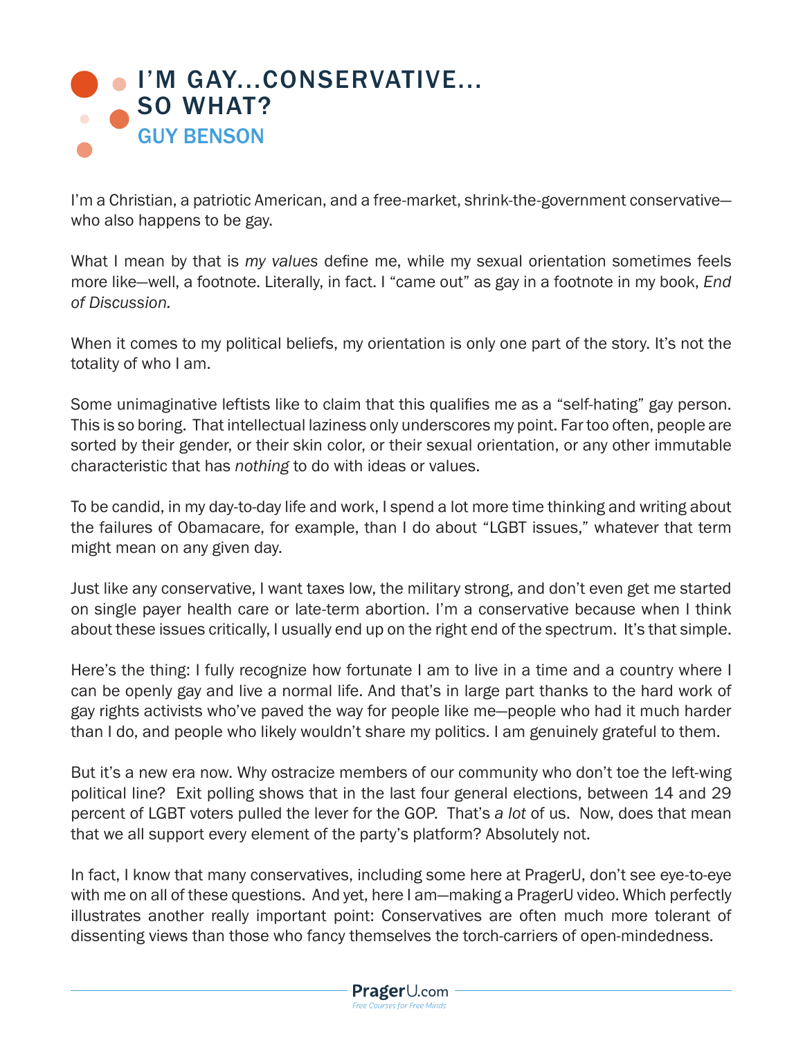# I'M GAY...CONSERVATIVE... SO WHAT?

## GUY BENSON

I'm a Christian, a patriotic American, and a free-market, shrink-the-government conservative—who also happens to be gay.

What I mean by that is *my values* define me, while my sexual orientation sometimes feels more like—well, a footnote. Literally, in fact. I "came out" as gay in a footnote in my book, *End of Discussion.*

When it comes to my political beliefs, my orientation is only one part of the story. It's not the totality of who I am.

Some unimaginative leftists like to claim that this qualifies me as a "self-hating" gay person. This is so boring. That intellectual laziness only underscores my point. Far too often, people are sorted by their gender, or their skin color, or their sexual orientation, or any other immutable characteristic that has *nothing* to do with ideas or values.

To be candid, in my day-to-day life and work, I spend a lot more time thinking and writing about the failures of Obamacare, for example, than I do about "LGBT issues," whatever that term might mean on any given day.

Just like any conservative, I want taxes low, the military strong, and don't even get me started on single payer health care or late-term abortion. I'm a conservative because when I think about these issues critically, I usually end up on the right end of the spectrum. It's that simple.

Here's the thing: I fully recognize how fortunate I am to live in a time and a country where I can be openly gay and live a normal life. And that's in large part thanks to the hard work of gay rights activists who've paved the way for people like me—people who had it much harder than I do, and people who likely wouldn't share my politics. I am genuinely grateful to them.

But it's a new era now. Why ostracize members of our community who don't toe the left-wing political line? Exit polling shows that in the last four general elections, between 14 and 29 percent of LGBT voters pulled the lever for the GOP. That's *a lot* of us. Now, does that mean that we all support every element of the party's platform? Absolutely not.

In fact, I know that many conservatives, including some here at PragerU, don't see eye-to-eye with me on all of these questions. And yet, here I am—making a PragerU video. Which perfectly illustrates another really important point: Conservatives are often much more tolerant of dissenting views than those who fancy themselves the torch-carriers of open-mindedness.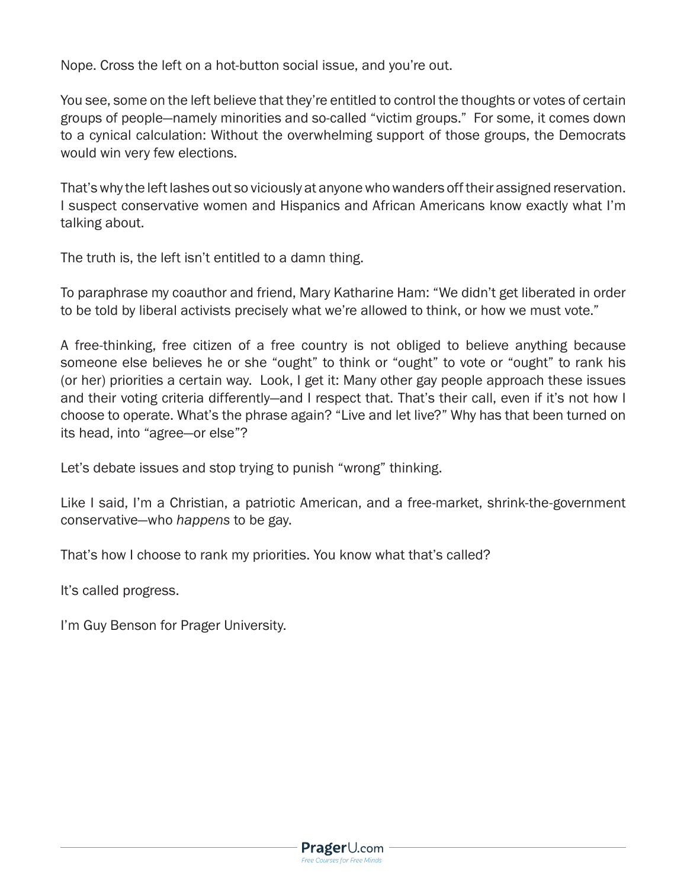Nope. Cross the left on a hot-button social issue, and you're out.

You see, some on the left believe that they're entitled to control the thoughts or votes of certain groups of people—namely minorities and so-called "victim groups." For some, it comes down to a cynical calculation: Without the overwhelming support of those groups, the Democrats would win very few elections.

That's why the left lashes out so viciously at anyone who wanders off their assigned reservation. I suspect conservative women and Hispanics and African Americans know exactly what I'm talking about.

The truth is, the left isn't entitled to a damn thing.

To paraphrase my coauthor and friend, Mary Katharine Ham: "We didn't get liberated in order to be told by liberal activists precisely what we're allowed to think, or how we must vote."

A free-thinking, free citizen of a free country is not obliged to believe anything because someone else believes he or she "ought" to think or "ought" to vote or "ought" to rank his (or her) priorities a certain way. Look, I get it: Many other gay people approach these issues and their voting criteria differently—and I respect that. That's their call, even if it's not how I choose to operate. What's the phrase again? "Live and let live?" Why has that been turned on its head, into "agree—or else"?

Let's debate issues and stop trying to punish "wrong" thinking.

Like I said, I'm a Christian, a patriotic American, and a free-market, shrink-the-government conservative—who *happens* to be gay.

That's how I choose to rank my priorities. You know what that's called?

It's called progress.

I'm Guy Benson for Prager University.